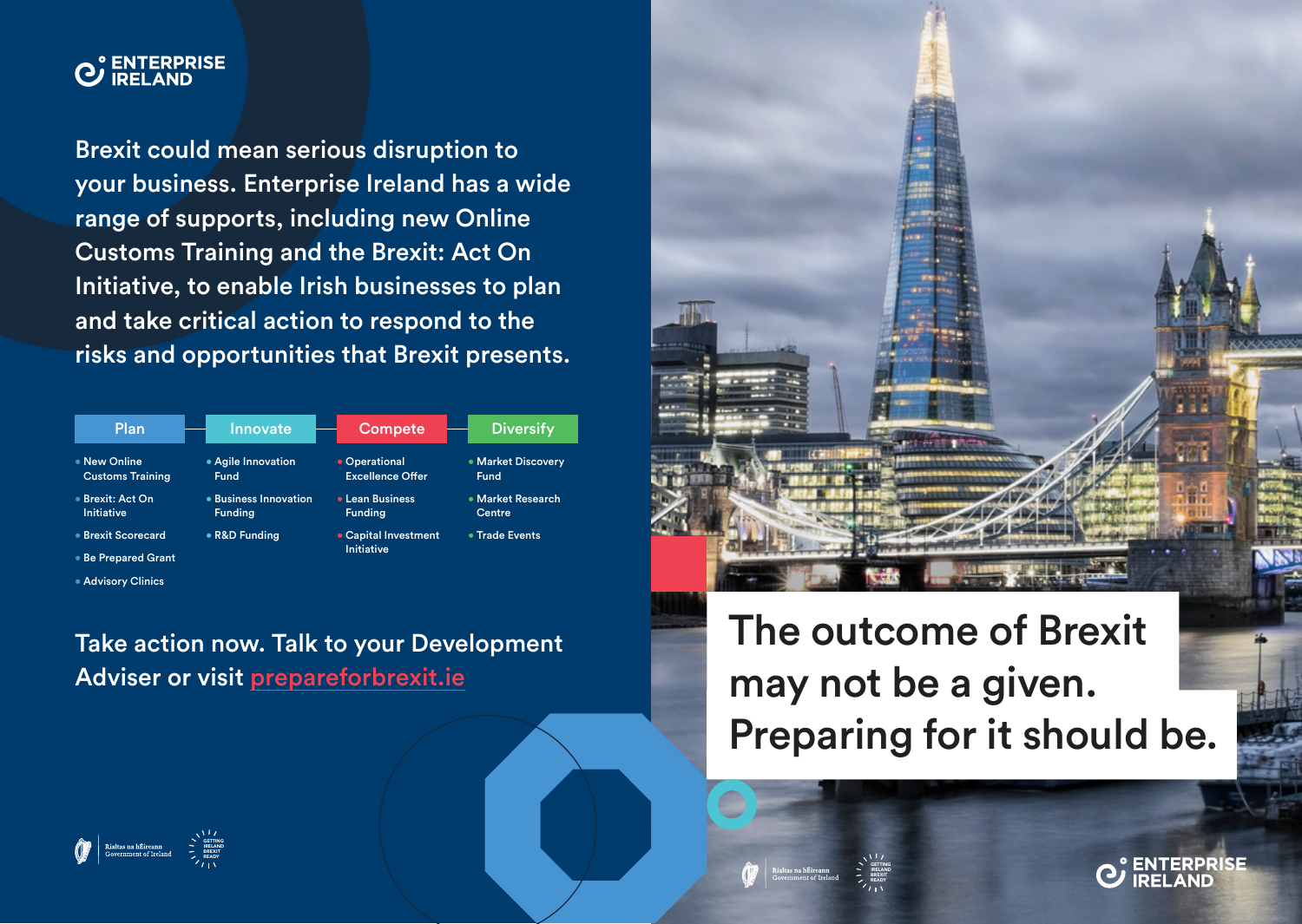ENTERPRISE IRELAND

Brexit could mean serious disruption to your business. Enterprise Ireland has a wide range of supports, including new Online Customs Training and the Brexit: Act On Initiative, to enable Irish businesses to plan and take critical action to respond to the risks and opportunities that Brexit presents.

### Plan

- New Online Customs Training
- Brexit: Act On Initiative
- Brexit Scorecard
- Be Prepared Grant
- Advisory Clinics

### Innovate

- Agile Innovation Fund
- Business Innovation Funding
- R&D Funding

### Compete

- Operational Excellence Offer
- Lean Business Funding
- Capital Investment Initiative

### Diversify

- Market Discovery Fund
- Market Research Centre
- Trade Events

Take action now. Talk to your Development Adviser or visit prepareforbrexit.ie

Rialtas na hÉireann
Government of Ireland

GETTING IRELAND BREXIT READY

# The outcome of Brexit may not be a given. Preparing for it should be.

Rialtas na hÉireann
Government of Ireland

GETTING IRELAND BREXIT READY

ENTERPRISE IRELAND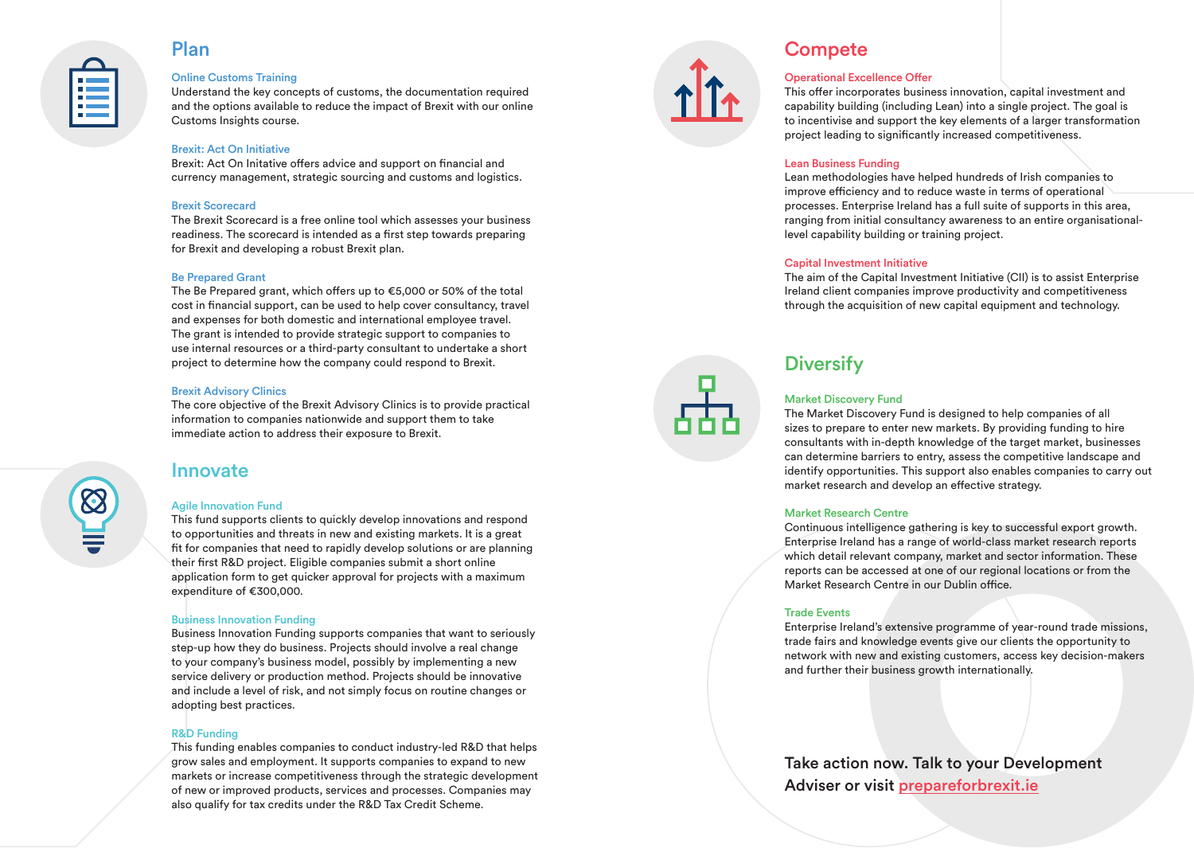## Plan

### Online Customs Training

Understand the key concepts of customs, the documentation required and the options available to reduce the impact of Brexit with our online Customs Insights course.

### Brexit: Act On Initiative

Brexit: Act On Initative offers advice and support on financial and currency management, strategic sourcing and customs and logistics.

### Brexit Scorecard

The Brexit Scorecard is a free online tool which assesses your business readiness. The scorecard is intended as a first step towards preparing for Brexit and developing a robust Brexit plan.

### Be Prepared Grant

The Be Prepared grant, which offers up to €5,000 or 50% of the total cost in financial support, can be used to help cover consultancy, travel and expenses for both domestic and international employee travel. The grant is intended to provide strategic support to companies to use internal resources or a third-party consultant to undertake a short project to determine how the company could respond to Brexit.

### Brexit Advisory Clinics

The core objective of the Brexit Advisory Clinics is to provide practical information to companies nationwide and support them to take immediate action to address their exposure to Brexit.

## Innovate

### Agile Innovation Fund

This fund supports clients to quickly develop innovations and respond to opportunities and threats in new and existing markets. It is a great fit for companies that need to rapidly develop solutions or are planning their first R&D project. Eligible companies submit a short online application form to get quicker approval for projects with a maximum expenditure of €300,000.

### Business Innovation Funding

Business Innovation Funding supports companies that want to seriously step-up how they do business. Projects should involve a real change to your company's business model, possibly by implementing a new service delivery or production method. Projects should be innovative and include a level of risk, and not simply focus on routine changes or adopting best practices.

### R&D Funding

This funding enables companies to conduct industry-led R&D that helps grow sales and employment. It supports companies to expand to new markets or increase competitiveness through the strategic development of new or improved products, services and processes. Companies may also qualify for tax credits under the R&D Tax Credit Scheme.

## Compete

### Operational Excellence Offer

This offer incorporates business innovation, capital investment and capability building (including Lean) into a single project. The goal is to incentivise and support the key elements of a larger transformation project leading to significantly increased competitiveness.

### Lean Business Funding

Lean methodologies have helped hundreds of Irish companies to improve efficiency and to reduce waste in terms of operational processes. Enterprise Ireland has a full suite of supports in this area, ranging from initial consultancy awareness to an entire organisational-level capability building or training project.

### Capital Investment Initiative

The aim of the Capital Investment Initiative (CII) is to assist Enterprise Ireland client companies improve productivity and competitiveness through the acquisition of new capital equipment and technology.

## Diversify

### Market Discovery Fund

The Market Discovery Fund is designed to help companies of all sizes to prepare to enter new markets. By providing funding to hire consultants with in-depth knowledge of the target market, businesses can determine barriers to entry, assess the competitive landscape and identify opportunities. This support also enables companies to carry out market research and develop an effective strategy.

### Market Research Centre

Continuous intelligence gathering is key to successful export growth. Enterprise Ireland has a range of world-class market research reports which detail relevant company, market and sector information. These reports can be accessed at one of our regional locations or from the Market Research Centre in our Dublin office.

### Trade Events

Enterprise Ireland's extensive programme of year-round trade missions, trade fairs and knowledge events give our clients the opportunity to network with new and existing customers, access key decision-makers and further their business growth internationally.

**Take action now. Talk to your Development Adviser or visit prepareforbrexit.ie**